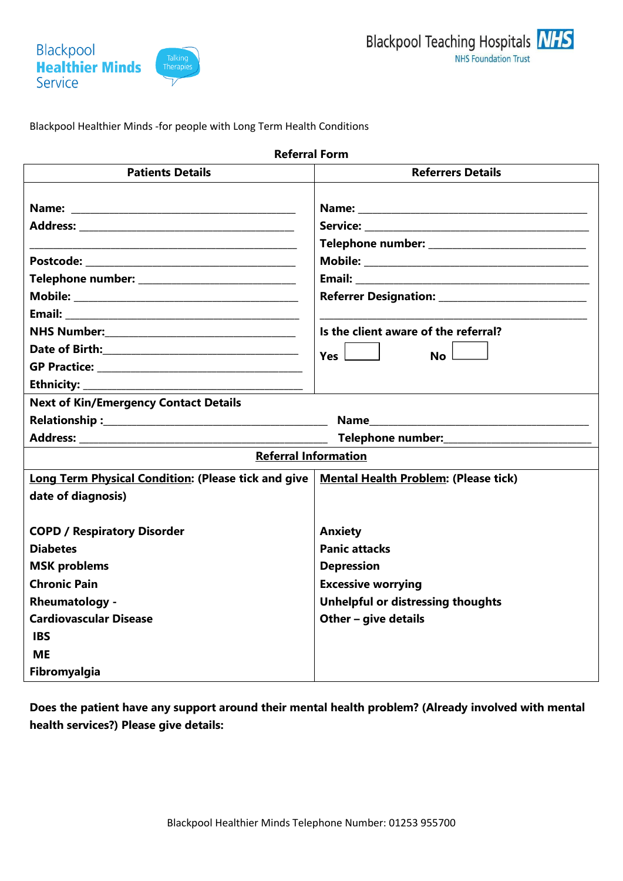Blackpool **Healthier Minds** Service — Talking Therapies

Blackpool Teaching Hospitals NHS Foundation Trust

Blackpool Healthier Minds -for people with Long Term Health Conditions

**Referral Form**

| **Patients Details** | **Referrers Details** |
|---|---|
| **Name:** ______________________________________<br>**Address:** ____________________________________<br>______________________________________________<br>**Postcode:** ___________________________________<br>**Telephone number:** __________________________<br>**Mobile:** _____________________________________<br>**Email:** ______________________________________<br>**NHS Number:**_______________________________<br>**Date of Birth:**_______________________________<br>**GP Practice:** ________________________________<br>**Ethnicity:** __________________________________ | **Name:** _______________________________________<br>**Service:** _____________________________________<br>**Telephone number:** ___________________________<br>**Mobile:** ______________________________________<br>**Email:** _______________________________________<br>**Referrer Designation:** _________________________<br>______________________________________________<br>**Is the client aware of the referral?**<br>**Yes** ☐ **No** ☐ |

**Next of Kin/Emergency Contact Details**

**Relationship :**______________________________________ **Name**______________________________________

**Address:** ___________________________________________ **Telephone number:**__________________________

**Referral Information**

| **Long Term Physical Condition: (Please tick and give date of diagnosis)** | **Mental Health Problem: (Please tick)** |
|---|---|
| **COPD / Respiratory Disorder** | **Anxiety** |
| **Diabetes** | **Panic attacks** |
| **MSK problems** | **Depression** |
| **Chronic Pain** | **Excessive worrying** |
| **Rheumatology -** | **Unhelpful or distressing thoughts** |
| **Cardiovascular Disease** | **Other – give details** |
| **IBS** | |
| **ME** | |
| **Fibromyalgia** | |

**Does the patient have any support around their mental health problem? (Already involved with mental health services?) Please give details:**

Blackpool Healthier Minds Telephone Number: 01253 955700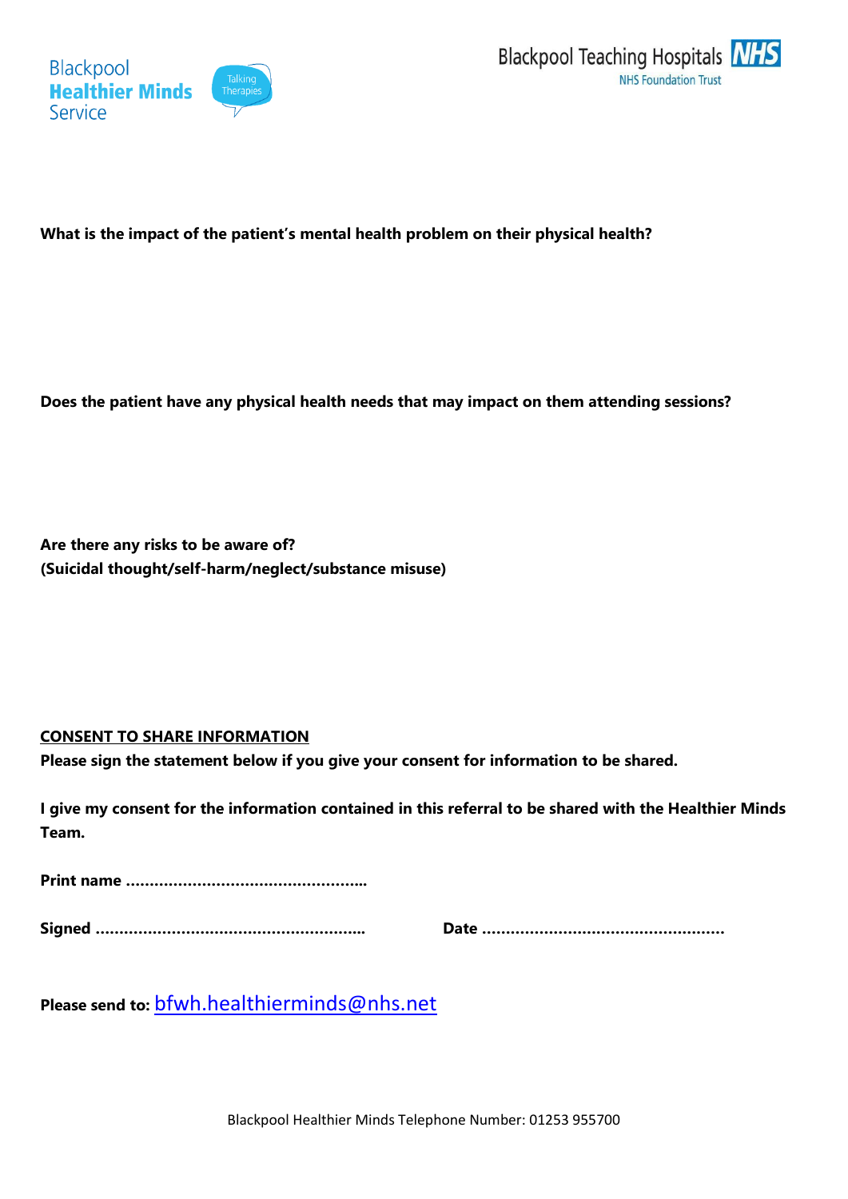**What is the impact of the patient's mental health problem on their physical health?**

**Does the patient have any physical health needs that may impact on them attending sessions?**

**Are there any risks to be aware of?**
**(Suicidal thought/self-harm/neglect/substance misuse)**

**<u>CONSENT TO SHARE INFORMATION</u>**
**Please sign the statement below if you give your consent for information to be shared.**

**I give my consent for the information contained in this referral to be shared with the Healthier Minds Team.**

**Print name ………………………………………….**

**Signed ……………………………………………….** **Date …………………………………………….**

**Please send to:** bfwh.healthierminds@nhs.net

Blackpool Healthier Minds Telephone Number: 01253 955700